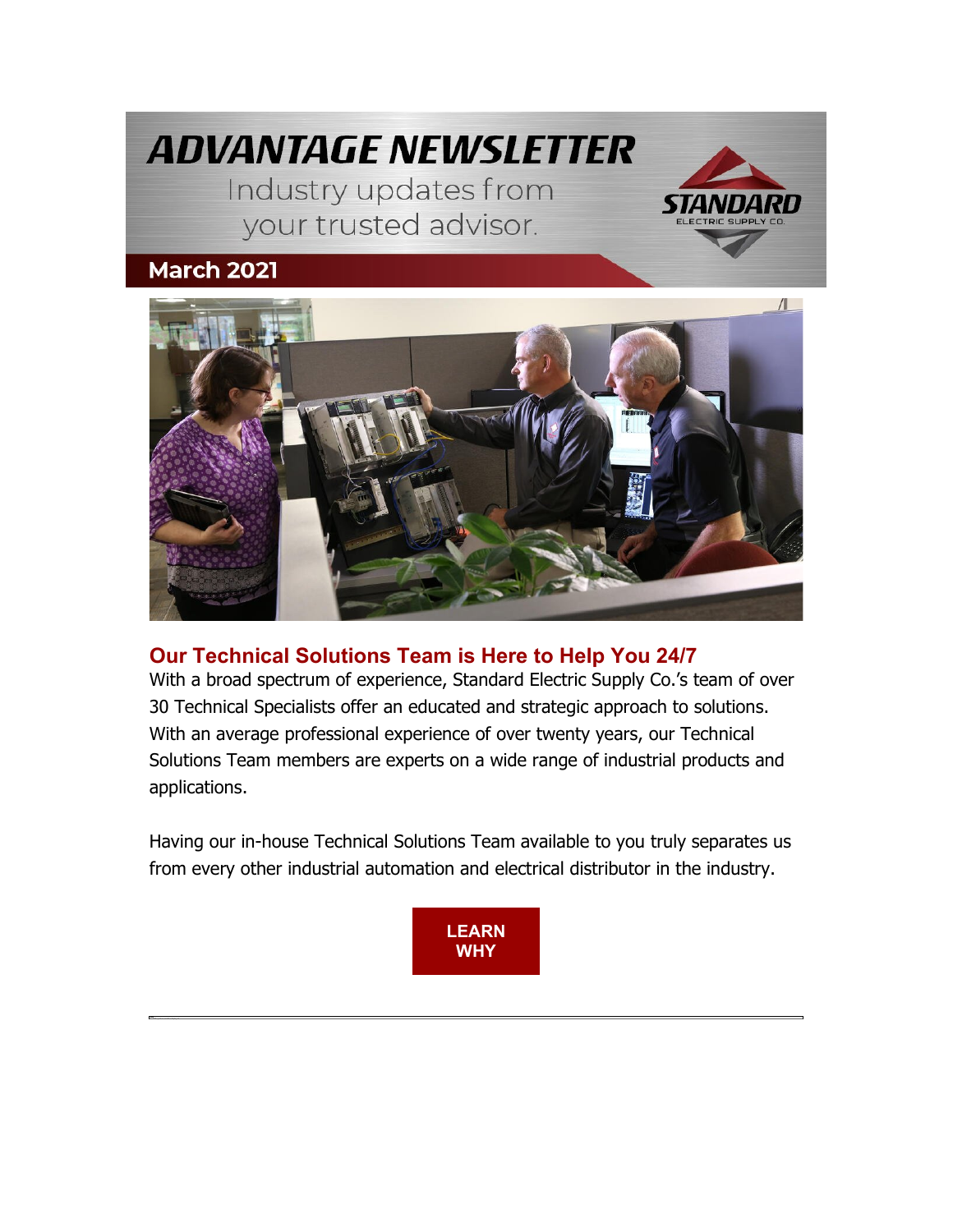# ADVANTAGE NEWSLETTER

Industry updates from your trusted advisor.

STANDARD ELECTRIC SUPPLY CO.

**March 2021**

## Our Technical Solutions Team is Here to Help You 24/7

With a broad spectrum of experience, Standard Electric Supply Co.'s team of over 30 Technical Specialists offer an educated and strategic approach to solutions. With an average professional experience of over twenty years, our Technical Solutions Team members are experts on a wide range of industrial products and applications.

Having our in-house Technical Solutions Team available to you truly separates us from every other industrial automation and electrical distributor in the industry.

**LEARN WHY**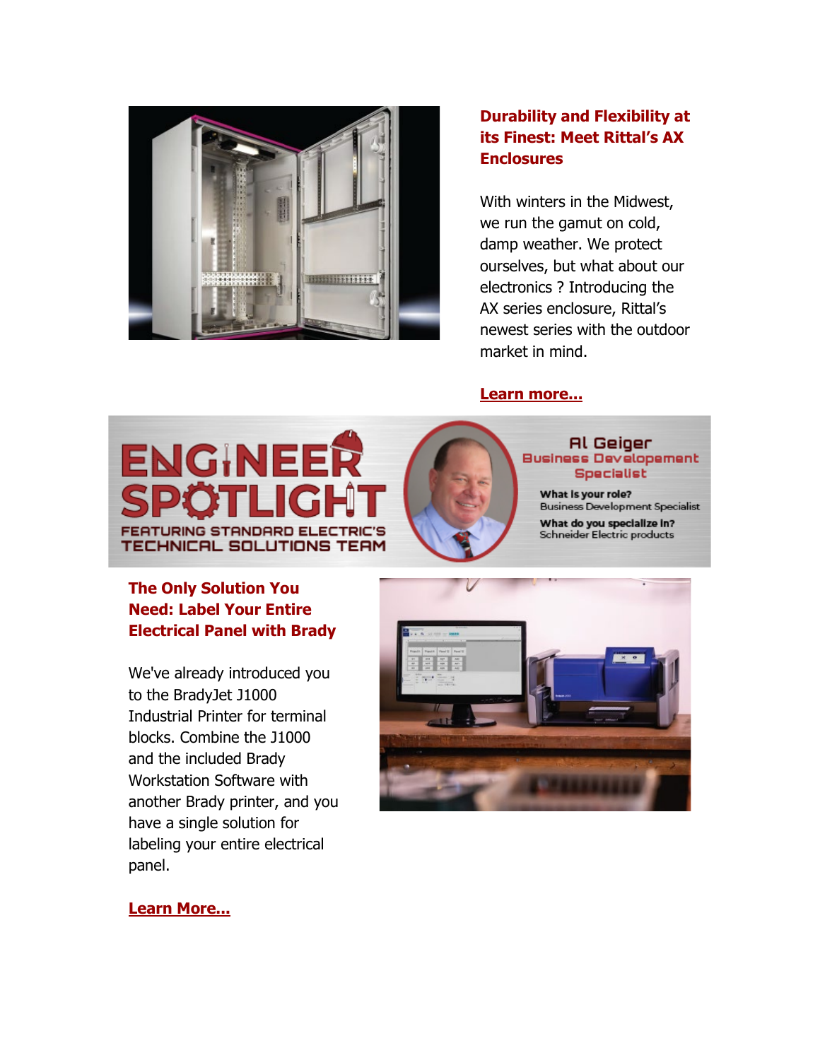### Durability and Flexibility at its Finest: Meet Rittal's AX Enclosures

With winters in the Midwest, we run the gamut on cold, damp weather. We protect ourselves, but what about our electronics ? Introducing the AX series enclosure, Rittal's newest series with the outdoor market in mind.

**Learn more...**

ENGINEER SPOTLIGHT

FEATURING STANDARD ELECTRIC'S TECHNICAL SOLUTIONS TEAM

Al Geiger
Business Developement Specialist

**What is your role?**
Business Development Specialist

**What do you specialize in?**
Schneider Electric products

### The Only Solution You Need: Label Your Entire Electrical Panel with Brady

We've already introduced you to the BradyJet J1000 Industrial Printer for terminal blocks. Combine the J1000 and the included Brady Workstation Software with another Brady printer, and you have a single solution for labeling your entire electrical panel.

**Learn More...**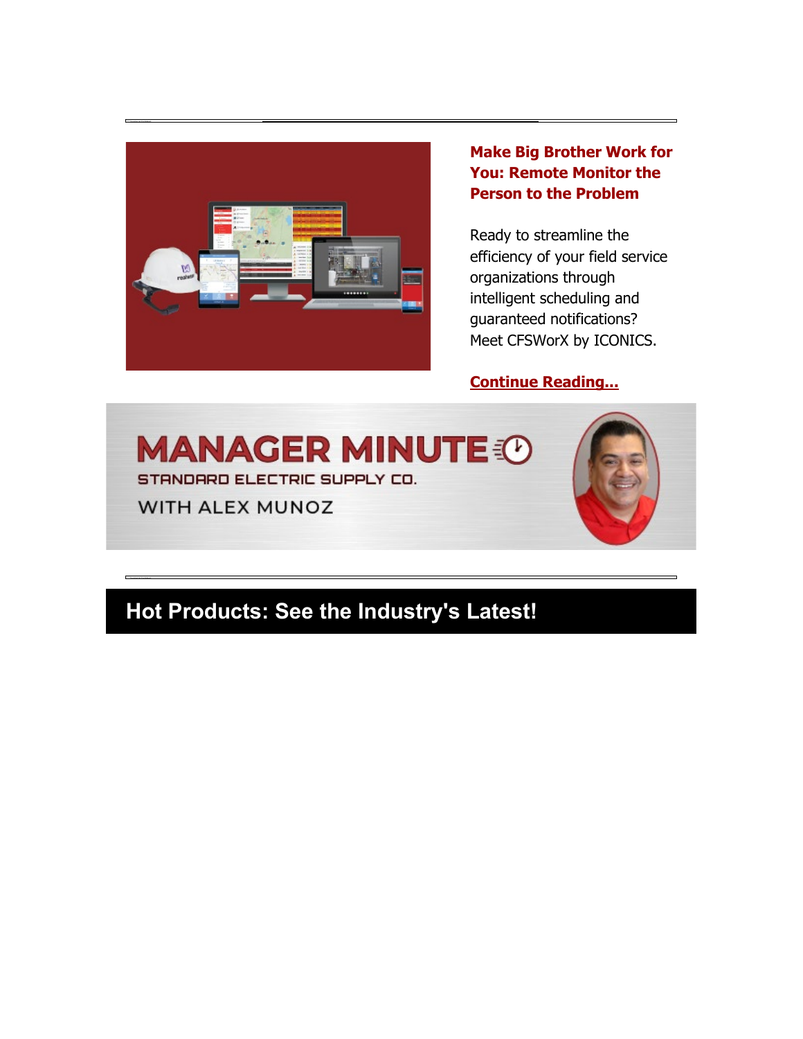**Make Big Brother Work for You: Remote Monitor the Person to the Problem**

Ready to streamline the efficiency of your field service organizations through intelligent scheduling and guaranteed notifications? Meet CFSWorX by ICONICS.

**Continue Reading...**

MANAGER MINUTE

STANDARD ELECTRIC SUPPLY CO.

WITH ALEX MUNOZ

## Hot Products: See the Industry's Latest!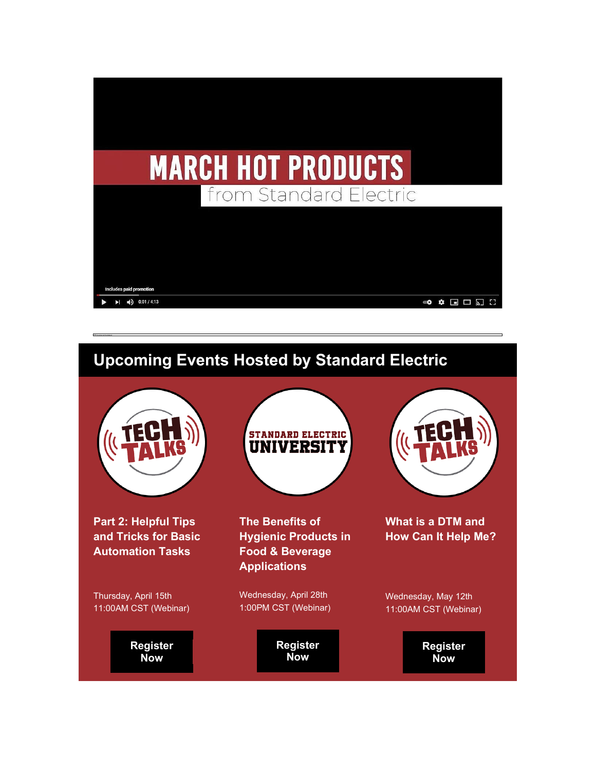MARCH HOT PRODUCTS

from Standard Electric

Includes paid promotion

0:01 / 4:13

## Upcoming Events Hosted by Standard Electric

TECH TALKS

**Part 2: Helpful Tips and Tricks for Basic Automation Tasks**

Thursday, April 15th
11:00AM CST (Webinar)

**Register Now**

STANDARD ELECTRIC UNIVERSITY

**The Benefits of Hygienic Products in Food & Beverage Applications**

Wednesday, April 28th
1:00PM CST (Webinar)

**Register Now**

TECH TALKS

**What is a DTM and How Can It Help Me?**

Wednesday, May 12th
11:00AM CST (Webinar)

**Register Now**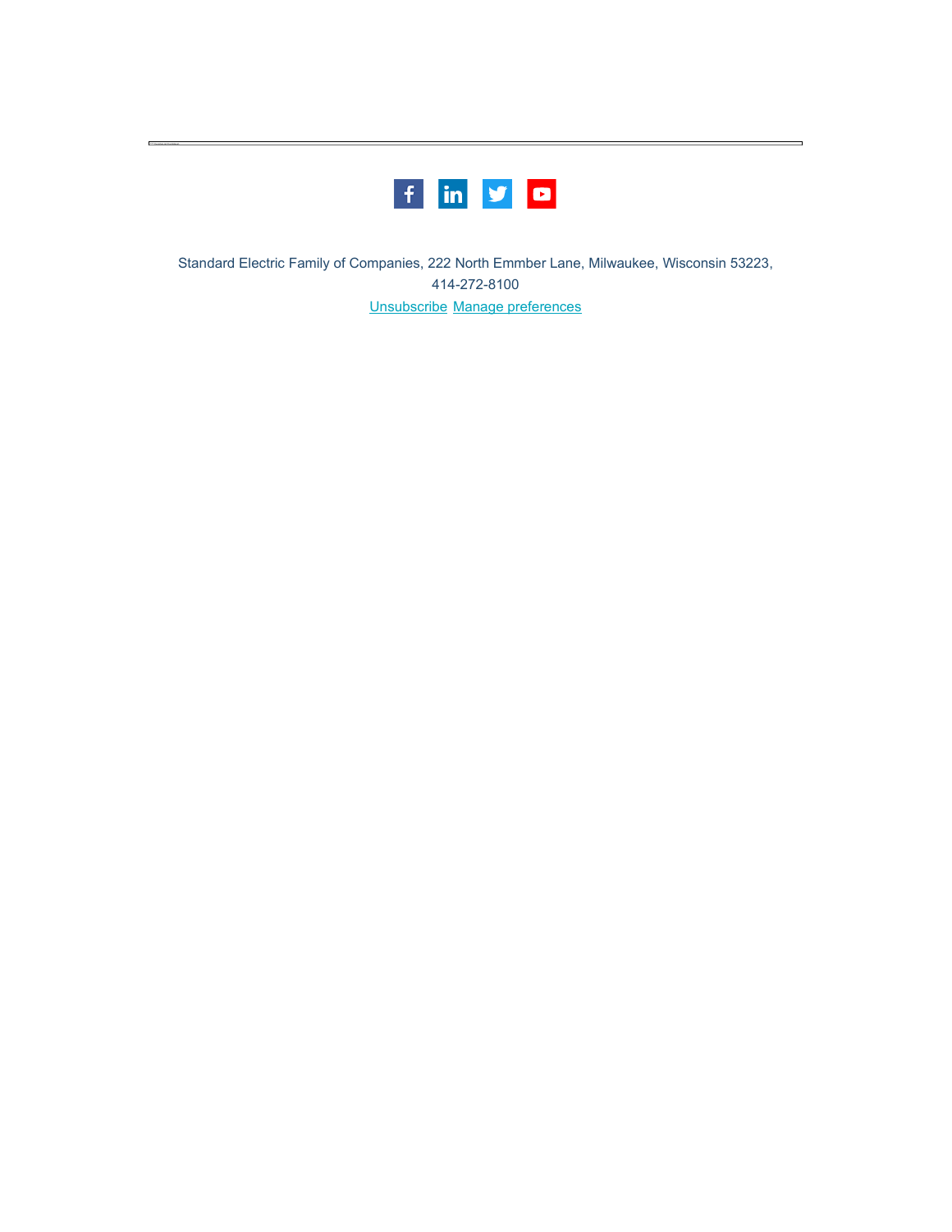Standard Electric Family of Companies, 222 North Emmber Lane, Milwaukee, Wisconsin 53223, 414-272-8100

Unsubscribe Manage preferences